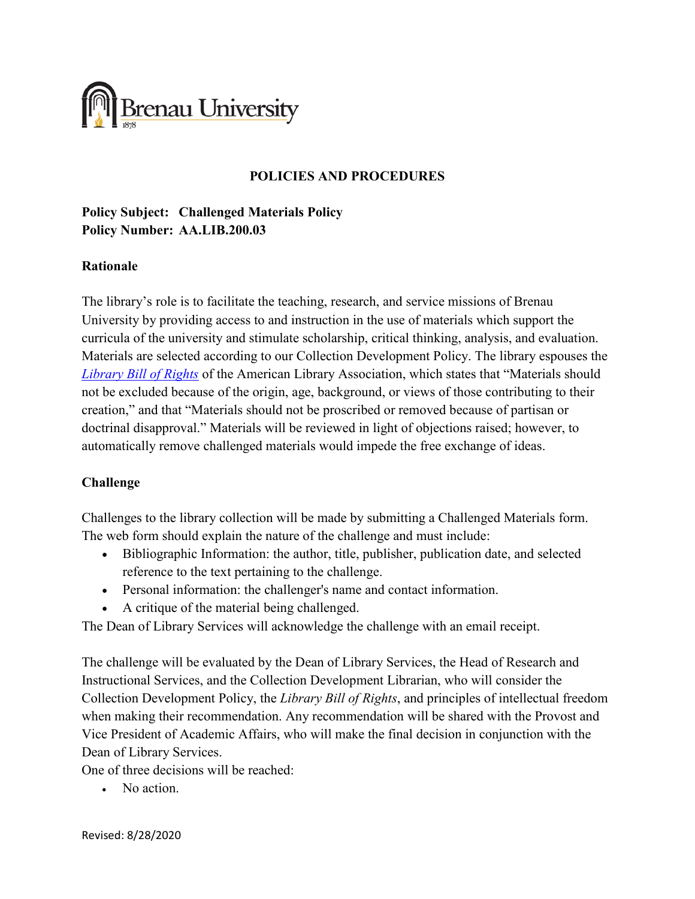Brenau University

1878

## POLICIES AND PROCEDURES

**Policy Subject: Challenged Materials Policy**
**Policy Number: AA.LIB.200.03**

### Rationale

The library's role is to facilitate the teaching, research, and service missions of Brenau University by providing access to and instruction in the use of materials which support the curricula of the university and stimulate scholarship, critical thinking, analysis, and evaluation. Materials are selected according to our Collection Development Policy. The library espouses the *Library Bill of Rights* of the American Library Association, which states that "Materials should not be excluded because of the origin, age, background, or views of those contributing to their creation," and that "Materials should not be proscribed or removed because of partisan or doctrinal disapproval." Materials will be reviewed in light of objections raised; however, to automatically remove challenged materials would impede the free exchange of ideas.

### Challenge

Challenges to the library collection will be made by submitting a Challenged Materials form. The web form should explain the nature of the challenge and must include:

- Bibliographic Information: the author, title, publisher, publication date, and selected reference to the text pertaining to the challenge.
- Personal information: the challenger's name and contact information.
- A critique of the material being challenged.

The Dean of Library Services will acknowledge the challenge with an email receipt.

The challenge will be evaluated by the Dean of Library Services, the Head of Research and Instructional Services, and the Collection Development Librarian, who will consider the Collection Development Policy, the *Library Bill of Rights*, and principles of intellectual freedom when making their recommendation. Any recommendation will be shared with the Provost and Vice President of Academic Affairs, who will make the final decision in conjunction with the Dean of Library Services.

One of three decisions will be reached:

- No action.

Revised: 8/28/2020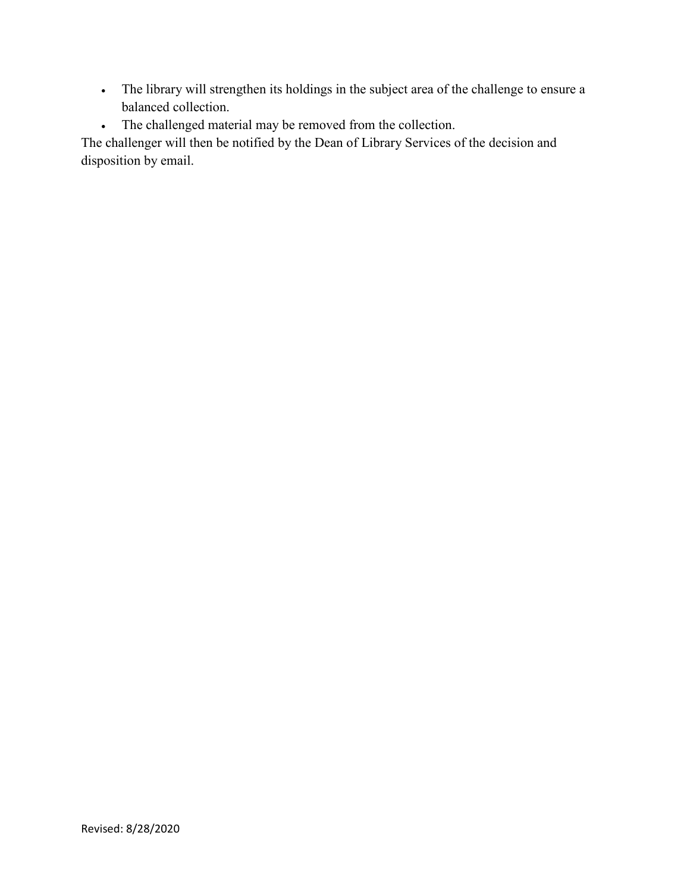- The library will strengthen its holdings in the subject area of the challenge to ensure a balanced collection.
- The challenged material may be removed from the collection.

The challenger will then be notified by the Dean of Library Services of the decision and disposition by email.

Revised: 8/28/2020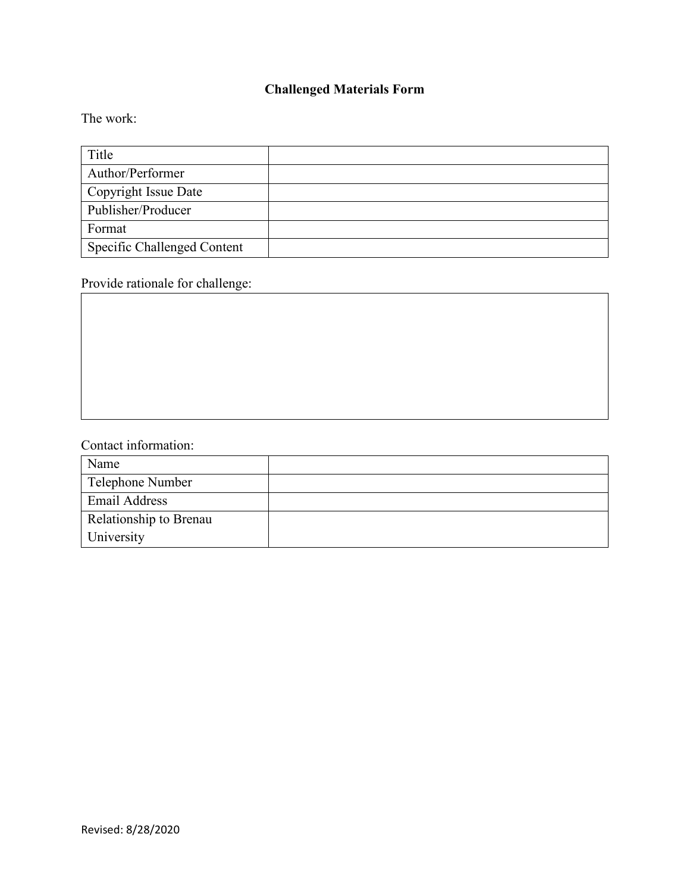**Challenged Materials Form**

The work:

| | |
|---|---|
| Title | |
| Author/Performer | |
| Copyright Issue Date | |
| Publisher/Producer | |
| Format | |
| Specific Challenged Content | |

Provide rationale for challenge:

| |
|---|
| |

Contact information:

| | |
|---|---|
| Name | |
| Telephone Number | |
| Email Address | |
| Relationship to Brenau University | |

Revised: 8/28/2020